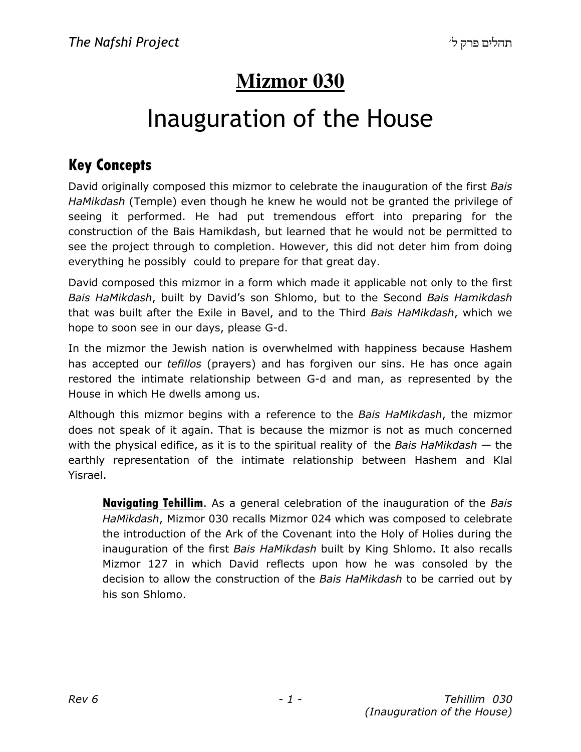# Mizmor 030

# Inauguration of the House

## Key Concepts

David originally composed this mizmor to celebrate the inauguration of the first *Bais HaMikdash* (Temple) even though he knew he would not be granted the privilege of seeing it performed. He had put tremendous effort into preparing for the construction of the Bais Hamikdash, but learned that he would not be permitted to see the project through to completion. However, this did not deter him from doing everything he possibly could to prepare for that great day.

David composed this mizmor in a form which made it applicable not only to the first *Bais HaMikdash*, built by David's son Shlomo, but to the Second *Bais Hamikdash* that was built after the Exile in Bavel, and to the Third *Bais HaMikdash*, which we hope to soon see in our days, please G-d.

In the mizmor the Jewish nation is overwhelmed with happiness because Hashem has accepted our *tefillos* (prayers) and has forgiven our sins. He has once again restored the intimate relationship between G-d and man, as represented by the House in which He dwells among us.

Although this mizmor begins with a reference to the *Bais HaMikdash*, the mizmor does not speak of it again. That is because the mizmor is not as much concerned with the physical edifice, as it is to the spiritual reality of the *Bais HaMikdash* — the earthly representation of the intimate relationship between Hashem and Klal Yisrael.

> **Navigating Tehillim**. As a general celebration of the inauguration of the *Bais HaMikdash*, Mizmor 030 recalls Mizmor 024 which was composed to celebrate the introduction of the Ark of the Covenant into the Holy of Holies during the inauguration of the first *Bais HaMikdash* built by King Shlomo. It also recalls Mizmor 127 in which David reflects upon how he was consoled by the decision to allow the construction of the *Bais HaMikdash* to be carried out by his son Shlomo.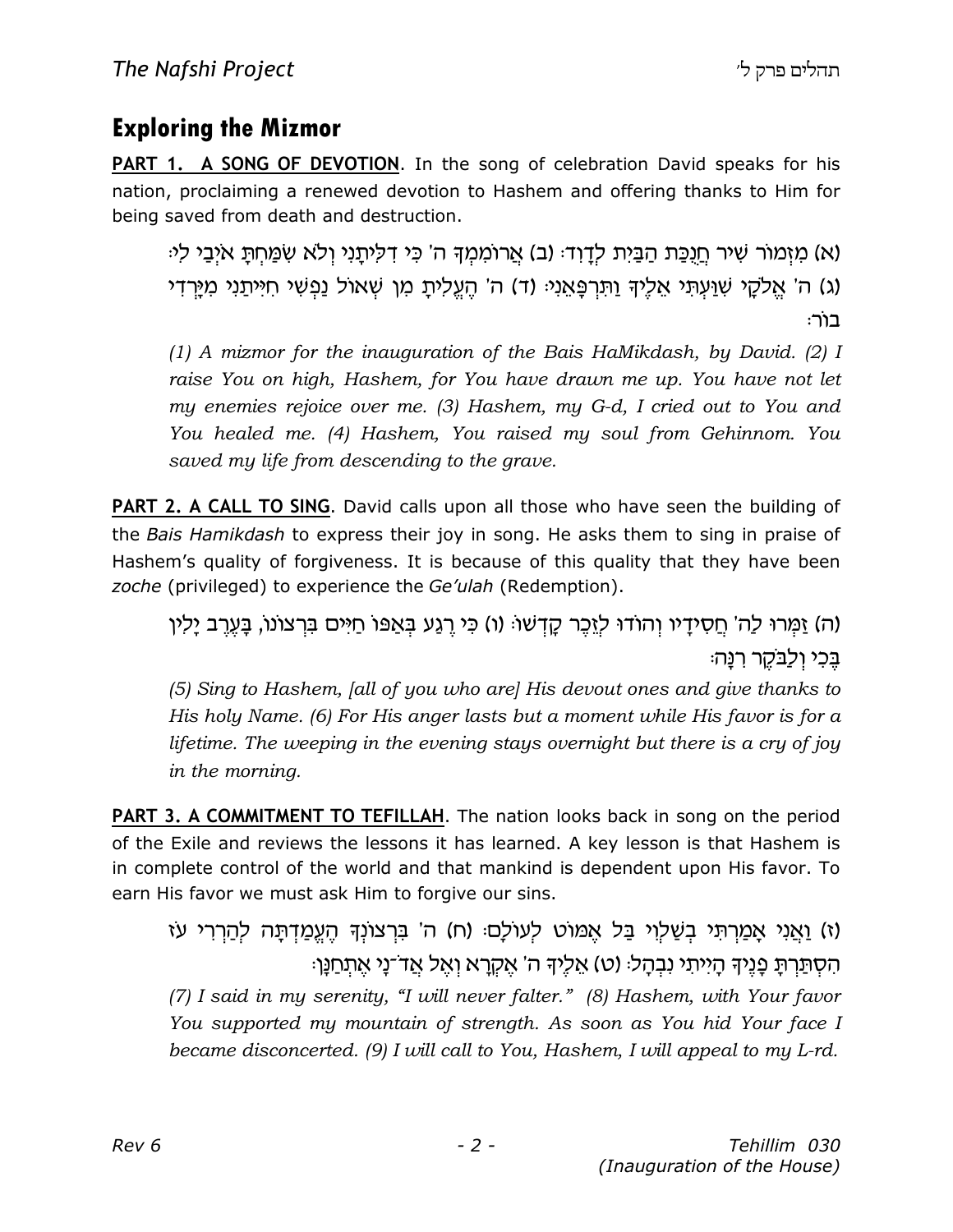## Exploring the Mizmor

**PART 1. A SONG OF DEVOTION**. In the song of celebration David speaks for his nation, proclaiming a renewed devotion to Hashem and offering thanks to Him for being saved from death and destruction.

(א) מִזְמוֹר שִׁיר חֲנֻכַּת הַבַּיִת לְדָוִד׃ (ב) אֲרוֹמִמְךָ ה' כִּי דִלִּיתָנִי וְלֹא שִׂמַּחְתָּ אֹיְבַי לִי׃ (ג) ה' אֱלֹקָי שִׁוַּעְתִּי אֵלֶיךָ וַתִּרְפָּאֵנִי׃ (ד) ה' הֶעֱלִיתָ מִן שְׁאוֹל נַפְשִׁי חִיִּיתַנִי מִיָּרְדִי בוֹר׃

*(1) A mizmor for the inauguration of the Bais HaMikdash, by David. (2) I raise You on high, Hashem, for You have drawn me up. You have not let my enemies rejoice over me. (3) Hashem, my G-d, I cried out to You and You healed me. (4) Hashem, You raised my soul from Gehinnom. You saved my life from descending to the grave.*

**PART 2. A CALL TO SING**. David calls upon all those who have seen the building of the *Bais Hamikdash* to express their joy in song. He asks them to sing in praise of Hashem's quality of forgiveness. It is because of this quality that they have been *zoche* (privileged) to experience the *Ge'ulah* (Redemption).

(ה) זַמְּרוּ לַה' חֲסִידָיו וְהוֹדוּ לְזֵכֶר קָדְשׁוֹ׃ (ו) כִּי רֶגַע בְּאַפּוֹ חַיִּים בִּרְצוֹנוֹ, בָּעֶרֶב יָלִין בֶּכִי וְלַבֹּקֶר רִנָּה׃

*(5) Sing to Hashem, [all of you who are] His devout ones and give thanks to His holy Name. (6) For His anger lasts but a moment while His favor is for a lifetime. The weeping in the evening stays overnight but there is a cry of joy in the morning.*

**PART 3. A COMMITMENT TO TEFILLAH**. The nation looks back in song on the period of the Exile and reviews the lessons it has learned. A key lesson is that Hashem is in complete control of the world and that mankind is dependent upon His favor. To earn His favor we must ask Him to forgive our sins.

(ז) וַאֲנִי אָמַרְתִּי בְשַׁלְוִי בַּל אֶמּוֹט לְעוֹלָם׃ (ח) ה' בִּרְצוֹנְךָ הֶעֱמַדְתָּה לְהַרְרִי עֹז הִסְתַּרְתָּ פָנֶיךָ הָיִיתִי נִבְהָל׃ (ט) אֵלֶיךָ ה' אֶקְרָא וְאֶל אֲדֹ־נָי אֶתְחַנָּן׃

*(7) I said in my serenity, "I will never falter." (8) Hashem, with Your favor You supported my mountain of strength. As soon as You hid Your face I became disconcerted. (9) I will call to You, Hashem, I will appeal to my L-rd.*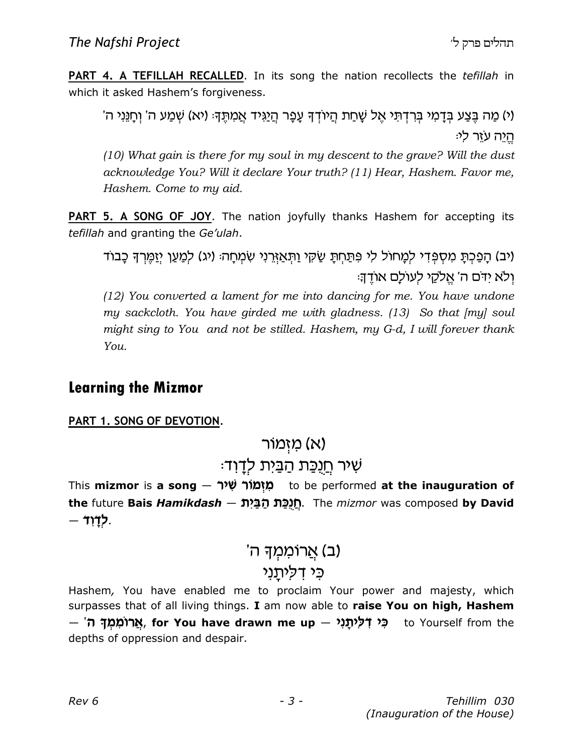**PART 4. A TEFILLAH RECALLED**. In its song the nation recollects the *tefillah* in which it asked Hashem's forgiveness.

(י) מַה בֶּצַע בְּדָמִי בְּרִדְתִּי אֶל שָׁחַת הֲיוֹדְךָ עָפָר הֲיַגִּיד אֲמִתֶּךָ׃ (יא) שְׁמַע ה' וְחָנֵּנִי ה' הֱיֵה עֹזֵר לִי׃

*(10) What gain is there for my soul in my descent to the grave? Will the dust acknowledge You? Will it declare Your truth? (11) Hear, Hashem. Favor me, Hashem. Come to my aid.*

**PART 5. A SONG OF JOY**. The nation joyfully thanks Hashem for accepting its *tefillah* and granting the *Ge'ulah*.

(יב) הָפַכְתָּ מִסְפְּדִי לְמָחוֹל לִי פִּתַּחְתָּ שַׂקִּי וַתְּאַזְּרֵנִי שִׂמְחָה׃ (יג) לְמַעַן יְזַמֶּרְךָ כָבוֹד וְלֹא יִדֹּם ה' אֱלֹקַי לְעוֹלָם אוֹדֶךָּ׃

*(12) You converted a lament for me into dancing for me. You have undone my sackcloth. You have girded me with gladness. (13) So that [my] soul might sing to You and not be stilled. Hashem, my G-d, I will forever thank You.*

## Learning the Mizmor

**PART 1. SONG OF DEVOTION**.

(א) מִזְמוֹר
שִׁיר חֲנֻכַּת הַבַּיִת לְדָוִד׃

This **mizmor** is **a song** — **מִזְמוֹר שִׁיר** to be performed **at the inauguration of the** future **Bais *Hamikdash*** — **חֲנֻכַּת הַבַּיִת**. The *mizmor* was composed **by David** — **לְדָוִד**.

(ב) אֲרוֹמִמְךָ ה'
כִּי דִלִּיתָנִי

Hashem, You have enabled me to proclaim Your power and majesty, which surpasses that of all living things. **I** am now able to **raise You on high, Hashem** — **אֲרוֹמִמְךָ ה'**, **for You have drawn me up** — **כִּי דִלִּיתָנִי** to Yourself from the depths of oppression and despair.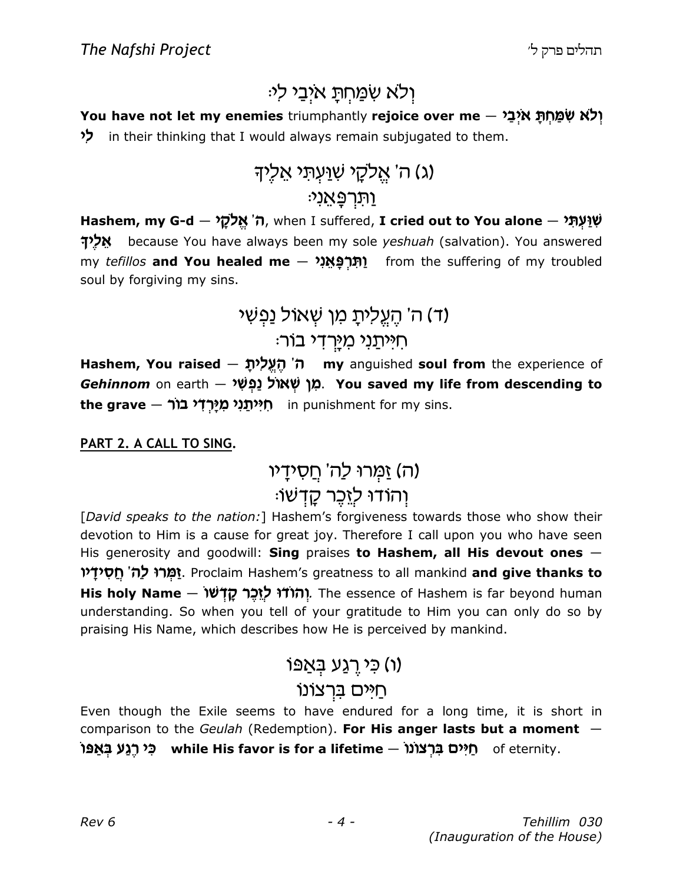וְלֹא שִׂמַּחְתָּ אֹיְבַי לִי׃

**You have not let my enemies** triumphantly **rejoice over me** — **וְלֹא שִׂמַּחְתָּ אֹיְבַי לִי** in their thinking that I would always remain subjugated to them.

(ג) ה' אֱלֹקָי שִׁוַּעְתִּי אֵלֶיךָ
וַתִּרְפָּאֵנִי׃

**Hashem, my G-d** — **ה' אֱלֹקָי**, when I suffered, **I cried out to You alone** — **שִׁוַּעְתִּי אֵלֶיךָ** because You have always been my sole *yeshuah* (salvation). You answered my *tefillos* **and You healed me** — **וַתִּרְפָּאֵנִי** from the suffering of my troubled soul by forgiving my sins.

(ד) ה' הֶעֱלִיתָ מִן שְׁאוֹל נַפְשִׁי
חִיִּיתַנִי מִיָּרְדִי בוֹר׃

**Hashem, You raised** — **ה' הֶעֱלִיתָ** **my** anguished **soul from** the experience of ***Gehinnom*** on earth — **מִן שְׁאוֹל נַפְשִׁי**. **You saved my life from descending to the grave** — **חִיִּיתַנִי מִיָּרְדִי בוֹר** in punishment for my sins.

**PART 2. A CALL TO SING.**

(ה) זַמְּרוּ לַה' חֲסִידָיו
וְהוֹדוּ לְזֵכֶר קָדְשׁוֹ׃

[*David speaks to the nation:*] Hashem's forgiveness towards those who show their devotion to Him is a cause for great joy. Therefore I call upon you who have seen His generosity and goodwill: **Sing** praises **to Hashem, all His devout ones** — **זַמְּרוּ לַה' חֲסִידָיו**. Proclaim Hashem's greatness to all mankind **and give thanks to His holy Name** — **וְהוֹדוּ לְזֵכֶר קָדְשׁוֹ**. The essence of Hashem is far beyond human understanding. So when you tell of your gratitude to Him you can only do so by praising His Name, which describes how He is perceived by mankind.

(ו) כִּי רֶגַע בְּאַפּוֹ
חַיִּים בִּרְצוֹנוֹ

Even though the Exile seems to have endured for a long time, it is short in comparison to the *Geulah* (Redemption). **For His anger lasts but a moment** — **כִּי רֶגַע בְּאַפּוֹ** **while His favor is for a lifetime** — **חַיִּים בִּרְצוֹנוֹ** of eternity.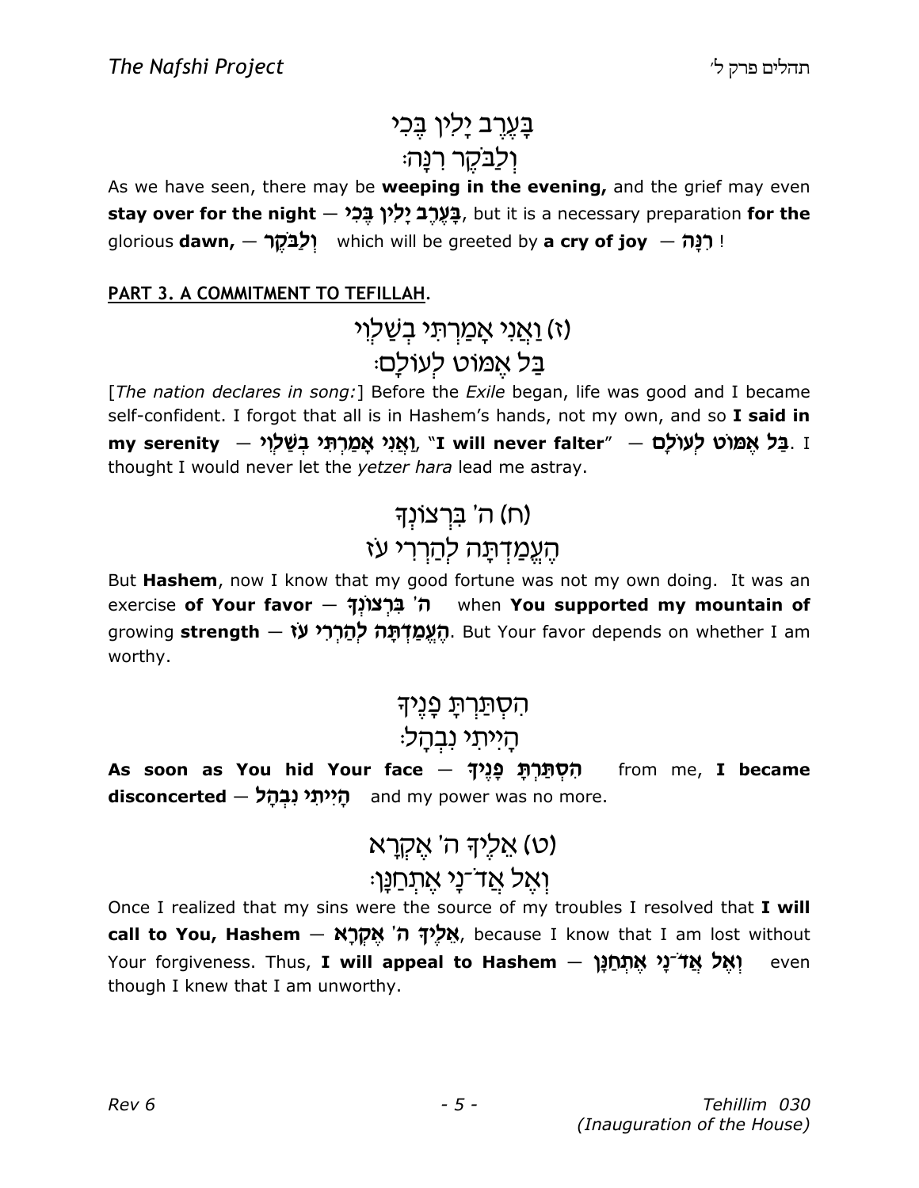בָּעֶרֶב יָלִין בֶּכִי
וְלַבֹּקֶר רִנָּה׃

As we have seen, there may be **weeping in the evening,** and the grief may even **stay over for the night** — **בָּעֶרֶב יָלִין בֶּכִי**, but it is a necessary preparation **for the** glorious **dawn,** — **וְלַבֹּקֶר** which will be greeted by **a cry of joy** — **רִנָּה** !

**PART 3. A COMMITMENT TO TEFILLAH.**

(ז) וַאֲנִי אָמַרְתִּי בְשַׁלְוִי
בַּל אֶמּוֹט לְעוֹלָם׃

[*The nation declares in song:*] Before the *Exile* began, life was good and I became self-confident. I forgot that all is in Hashem's hands, not my own, and so **I said in my serenity** — **וַאֲנִי אָמַרְתִּי בְשַׁלְוִי**, **"I will never falter"** — **בַּל אֶמּוֹט לְעוֹלָם**. I thought I would never let the *yetzer hara* lead me astray.

(ח) ה' בִּרְצוֹנְךָ
הֶעֱמַדְתָּה לְהַרְרִי עֹז

But **Hashem**, now I know that my good fortune was not my own doing. It was an exercise **of Your favor** — **ה' בִּרְצוֹנְךָ** when **You supported my mountain of** growing **strength** — **הֶעֱמַדְתָּה לְהַרְרִי עֹז**. But Your favor depends on whether I am worthy.

הִסְתַּרְתָּ פָנֶיךָ
הָיִיתִי נִבְהָל׃

**As soon as You hid Your face** — **הִסְתַּרְתָּ פָנֶיךָ** from me, **I became disconcerted** — **הָיִיתִי נִבְהָל** and my power was no more.

(ט) אֵלֶיךָ ה' אֶקְרָא
וְאֶל אֲד־נָי אֶתְחַנָּן׃

Once I realized that my sins were the source of my troubles I resolved that **I will call to You, Hashem** — **אֵלֶיךָ ה' אֶקְרָא**, because I know that I am lost without Your forgiveness. Thus, **I will appeal to Hashem** — **וְאֶל אֲד־נָי אֶתְחַנָּן** even though I knew that I am unworthy.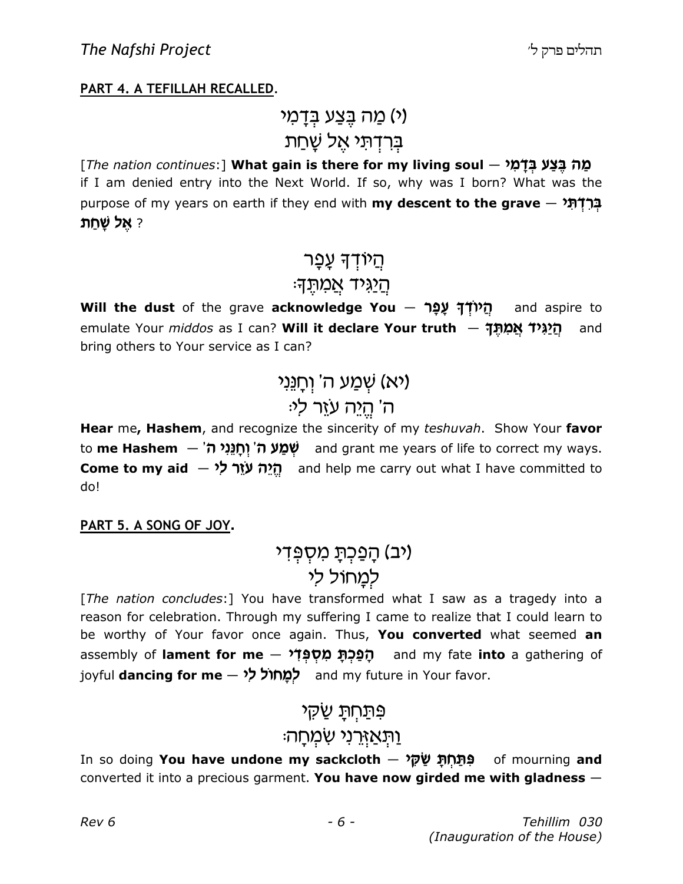**PART 4. A TEFILLAH RECALLED.**

(י) מַה בֶּצַע בְּדָמִי
בְּרִדְתִּי אֶל שָׁחַת

[*The nation continues*:] **What gain is there for my living soul** — **מַה בֶּצַע בְּדָמִי** if I am denied entry into the Next World. If so, why was I born? What was the purpose of my years on earth if they end with **my descent to the grave** — **בְּרִדְתִּי אֶל שָׁחַת** ?

הֲיוֹדְךָ עָפָר
הֲיַגִּיד אֲמִתֶּךָ׃

**Will the dust** of the grave **acknowledge You** — **הֲיוֹדְךָ עָפָר** and aspire to emulate Your *middos* as I can? **Will it declare Your truth** — **הֲיַגִּיד אֲמִתֶּךָ** and bring others to Your service as I can?

(יא) שְׁמַע ה' וְחָנֵּנִי
ה' הֱיֵה עֹזֵר לִי׃

**Hear** me**, Hashem**, and recognize the sincerity of my *teshuvah*. Show Your **favor** to **me Hashem** — **שְׁמַע ה' וְחָנֵּנִי ה'** and grant me years of life to correct my ways. **Come to my aid** — **הֱיֵה עֹזֵר לִי** and help me carry out what I have committed to do!

**PART 5. A SONG OF JOY.**

(יב) הָפַכְתָּ מִסְפְּדִי
לְמָחוֹל לִי

[*The nation concludes*:] You have transformed what I saw as a tragedy into a reason for celebration. Through my suffering I came to realize that I could learn to be worthy of Your favor once again. Thus, **You converted** what seemed **an** assembly of **lament for me** — **הָפַכְתָּ מִסְפְּדִי** and my fate **into** a gathering of joyful **dancing for me** — **לְמָחוֹל לִי** and my future in Your favor.

פִּתַּחְתָּ שַׂקִּי
וַתְּאַזְּרֵנִי שִׂמְחָה׃

In so doing **You have undone my sackcloth** — **פִּתַּחְתָּ שַׂקִּי** of mourning **and** converted it into a precious garment. **You have now girded me with gladness** —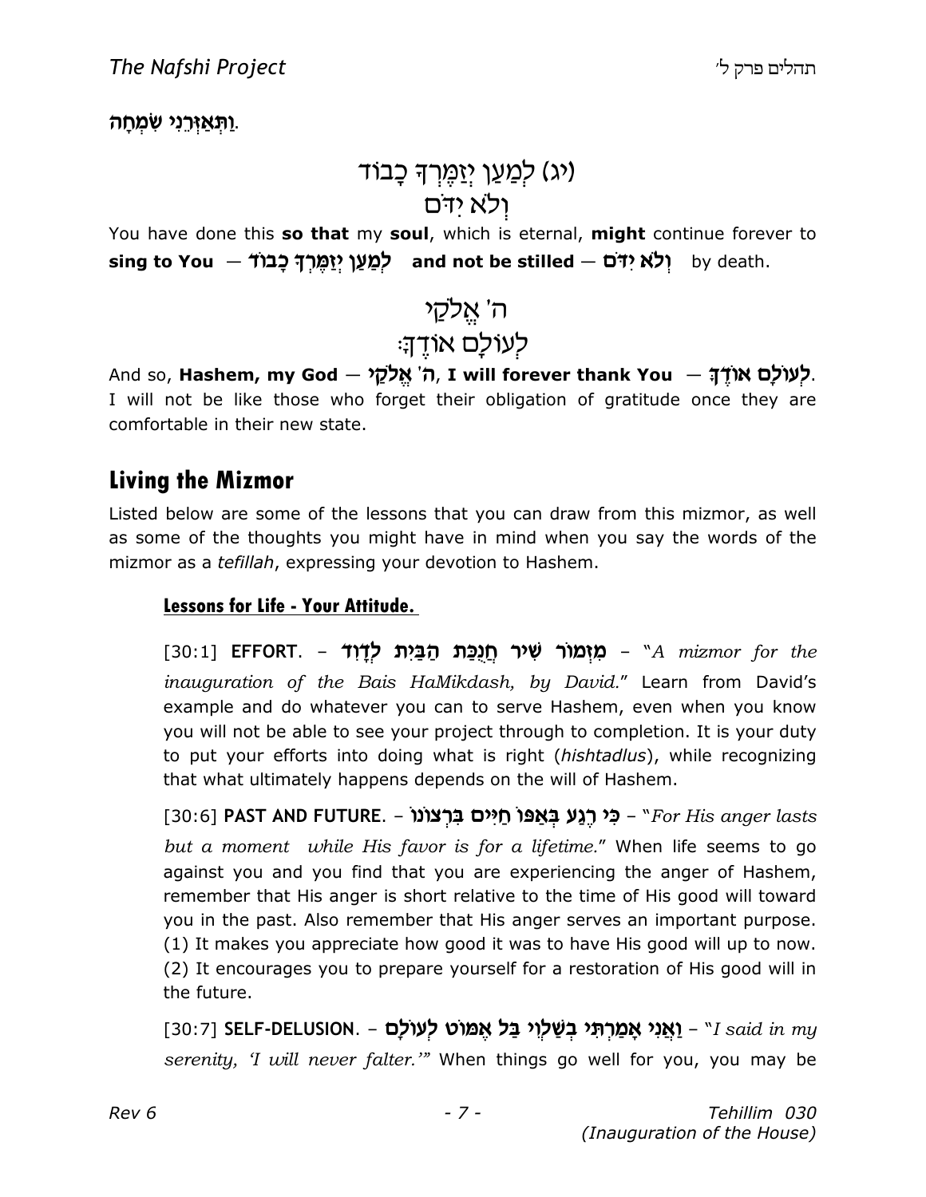וַתְּאַזְּרֵנִי שִׂמְחָה.

(יג) לְמַעַן יְזַמֶּרְךָ כָבוֹד
וְלֹא יִדֹּם

You have done this **so that** my **soul**, which is eternal, **might** continue forever to **sing to You — לְמַעַן יְזַמֶּרְךָ כָבוֹד and not be stilled — וְלֹא יִדֹּם** by death.

ה' אֱלֹקַי
לְעוֹלָם אוֹדֶךָּ:

And so, **Hashem, my God — ה' אֱלֹקַי, I will forever thank You — לְעוֹלָם אוֹדֶךָּ.** I will not be like those who forget their obligation of gratitude once they are comfortable in their new state.

## Living the Mizmor

Listed below are some of the lessons that you can draw from this mizmor, as well as some of the thoughts you might have in mind when you say the words of the mizmor as a *tefillah*, expressing your devotion to Hashem.

### Lessons for Life - Your Attitude.

[30:1] **EFFORT.** – **מִזְמוֹר שִׁיר חֲנֻכַּת הַבַּיִת לְדָוִד** – "*A mizmor for the inauguration of the Bais HaMikdash, by David.*" Learn from David's example and do whatever you can to serve Hashem, even when you know you will not be able to see your project through to completion. It is your duty to put your efforts into doing what is right (*hishtadlus*), while recognizing that what ultimately happens depends on the will of Hashem.

[30:6] **PAST AND FUTURE.** – **כִּי רֶגַע בְּאַפּוֹ חַיִּים בִּרְצוֹנוֹ** – "*For His anger lasts but a moment while His favor is for a lifetime.*" When life seems to go against you and you find that you are experiencing the anger of Hashem, remember that His anger is short relative to the time of His good will toward you in the past. Also remember that His anger serves an important purpose. (1) It makes you appreciate how good it was to have His good will up to now. (2) It encourages you to prepare yourself for a restoration of His good will in the future.

[30:7] **SELF-DELUSION.** – **וַאֲנִי אָמַרְתִּי בְשַׁלְוִי בַּל אֶמּוֹט לְעוֹלָם** – "*I said in my serenity, 'I will never falter.'*" When things go well for you, you may be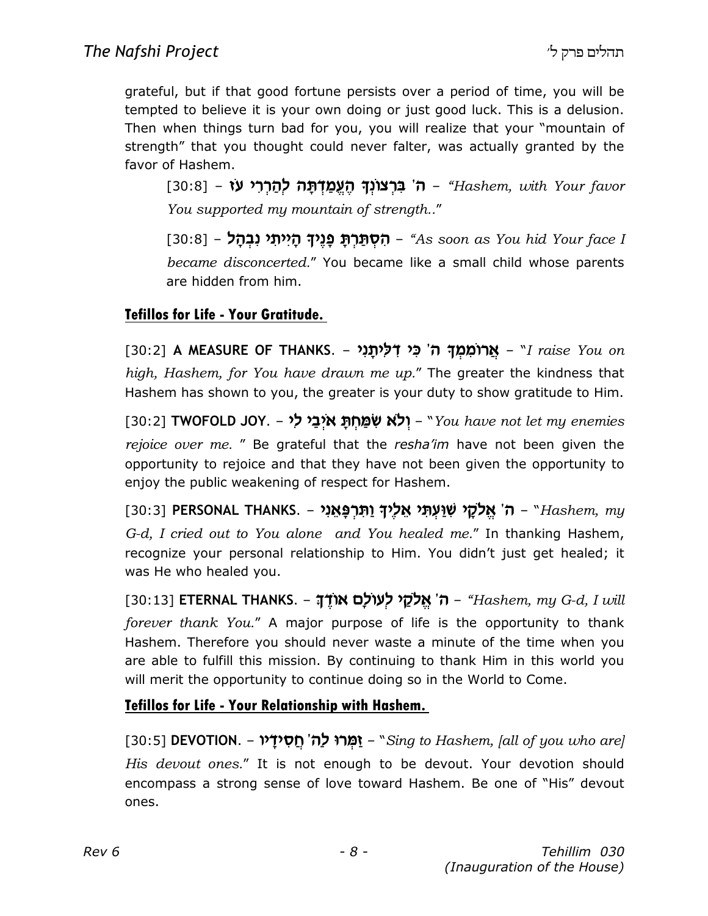grateful, but if that good fortune persists over a period of time, you will be tempted to believe it is your own doing or just good luck. This is a delusion. Then when things turn bad for you, you will realize that your "mountain of strength" that you thought could never falter, was actually granted by the favor of Hashem.

> [30:8] – **ה' בִּרְצוֹנְךָ הֶעֱמַדְתָּה לְהַרְרִי עֹז** – *"Hashem, with Your favor You supported my mountain of strength.."*
>
> [30:8] – **הִסְתַּרְתָּ פָנֶיךָ הָיִיתִי נִבְהָל** – *"As soon as You hid Your face I became disconcerted."* You became like a small child whose parents are hidden from him.

## Tefillos for Life - Your Gratitude.

[30:2] **A MEASURE OF THANKS.** – **אֲרוֹמִמְךָ ה' כִּי דִלִּיתָנִי** – "*I raise You on high, Hashem, for You have drawn me up.*" The greater the kindness that Hashem has shown to you, the greater is your duty to show gratitude to Him.

[30:2] **TWOFOLD JOY.** – **וְלֹא שִׂמַּחְתָּ אֹיְבַי לִי** – "*You have not let my enemies rejoice over me.* " Be grateful that the *resha'im* have not been given the opportunity to rejoice and that they have not been given the opportunity to enjoy the public weakening of respect for Hashem.

[30:3] **PERSONAL THANKS.** – **ה' אֱלֹקָי שִׁוַּעְתִּי אֵלֶיךָ וַתִּרְפָּאֵנִי** – "*Hashem, my G-d, I cried out to You alone and You healed me.*" In thanking Hashem, recognize your personal relationship to Him. You didn't just get healed; it was He who healed you.

[30:13] **ETERNAL THANKS.** – **ה' אֱלֹקַי לְעוֹלָם אוֹדֶךָּ** – *"Hashem, my G-d, I will forever thank You."* A major purpose of life is the opportunity to thank Hashem. Therefore you should never waste a minute of the time when you are able to fulfill this mission. By continuing to thank Him in this world you will merit the opportunity to continue doing so in the World to Come.

## Tefillos for Life - Your Relationship with Hashem.

[30:5] **DEVOTION.** – **זַמְּרוּ לַה' חֲסִידָיו** – "*Sing to Hashem, [all of you who are] His devout ones.*" It is not enough to be devout. Your devotion should encompass a strong sense of love toward Hashem. Be one of "His" devout ones.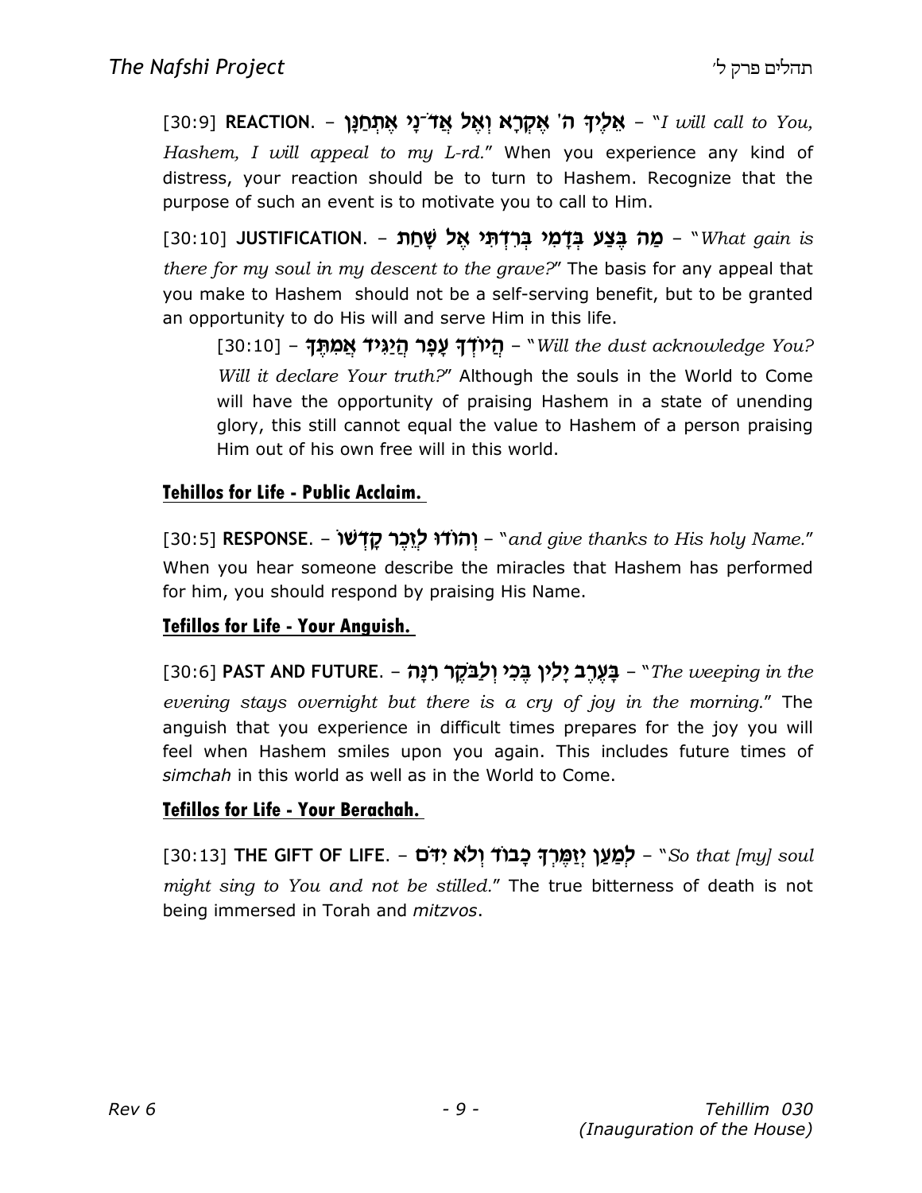[30:9] **REACTION.** – **אֵלֶיךָ ה' אֶקְרָא וְאֶל אֲד־נָי אֶתְחַנָּן** – "*I will call to You, Hashem, I will appeal to my L-rd.*" When you experience any kind of distress, your reaction should be to turn to Hashem. Recognize that the purpose of such an event is to motivate you to call to Him.

[30:10] **JUSTIFICATION.** – **מַה בֶּצַע בְּדָמִי בְּרִדְתִּי אֶל שָׁחַת** – "*What gain is there for my soul in my descent to the grave?*" The basis for any appeal that you make to Hashem should not be a self-serving benefit, but to be granted an opportunity to do His will and serve Him in this life.

> [30:10] – **הֲיוֹדְךָ עָפָר הֲיַגִּיד אֲמִתֶּךָ** – "*Will the dust acknowledge You? Will it declare Your truth?*" Although the souls in the World to Come will have the opportunity of praising Hashem in a state of unending glory, this still cannot equal the value to Hashem of a person praising Him out of his own free will in this world.

## Tehillos for Life - Public Acclaim.

[30:5] **RESPONSE.** – **וְהוֹדוּ לְזֵכֶר קָדְשׁוֹ** – "*and give thanks to His holy Name.*" When you hear someone describe the miracles that Hashem has performed for him, you should respond by praising His Name.

## Tefillos for Life - Your Anguish.

[30:6] **PAST AND FUTURE.** – **בָּעֶרֶב יָלִין בֶּכִי וְלַבֹּקֶר רִנָּה** – "*The weeping in the evening stays overnight but there is a cry of joy in the morning.*" The anguish that you experience in difficult times prepares for the joy you will feel when Hashem smiles upon you again. This includes future times of *simchah* in this world as well as in the World to Come.

## Tefillos for Life - Your Berachah.

[30:13] **THE GIFT OF LIFE.** – **לְמַעַן יְזַמֶּרְךָ כָבוֹד וְלֹא יִדֹּם** – "*So that [my] soul might sing to You and not be stilled.*" The true bitterness of death is not being immersed in Torah and *mitzvos*.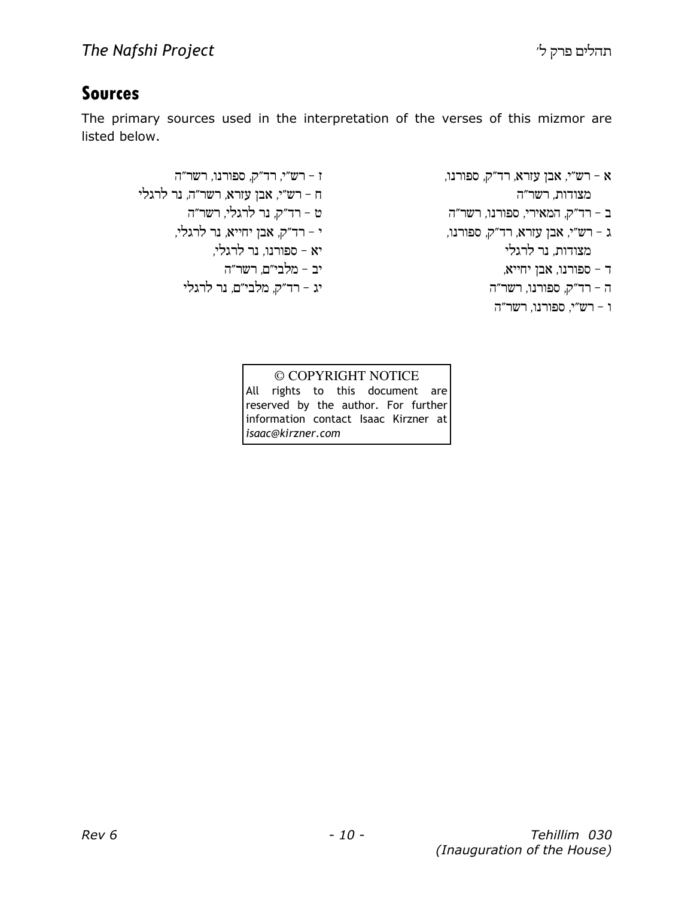## Sources

The primary sources used in the interpretation of the verses of this mizmor are listed below.

א – רש"י, אבן עזרא, רד"ק, ספורנו, מצודות, רשר"ה

ב – רד"ק, המאירי, ספורנו, רשר"ה

ג – רש"י, אבן עזרא, רד"ק, ספורנו, מצודות, נר לרגלי

ד – ספורנו, אבן יחייא,

ה – רד"ק, ספורנו, רשר"ה

ו – רש"י, ספורנו, רשר"ה

ז – רש"י, רד"ק, ספורנו, רשר"ה

ח – רש"י, אבן עזרא, רשר"ה, נר לרגלי

ט – רד"ק, נר לרגלי, רשר"ה

י – רד"ק, אבן יחייא, נר לרגלי,

יא – ספורנו, נר לרגלי,

יב – מלבי"ם, רשר"ה

יג – רד"ק, מלבי"ם, נר לרגלי

© COPYRIGHT NOTICE
All rights to this document are reserved by the author. For further information contact Isaac Kirzner at *isaac@kirzner.com*